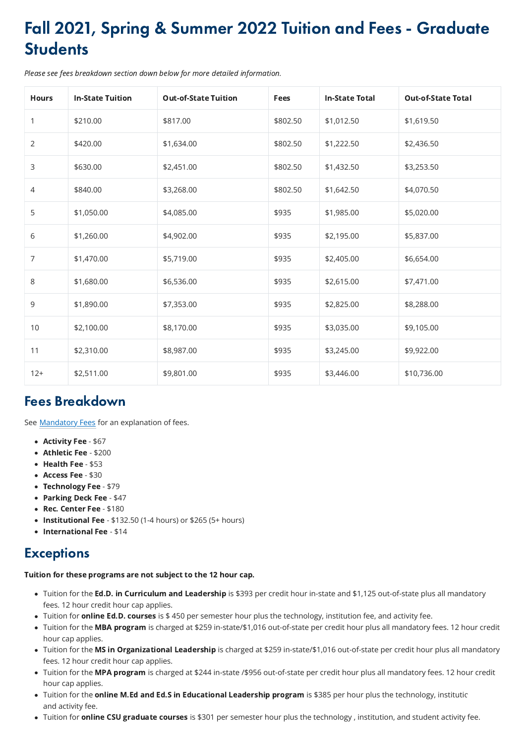# Fall 2021, Spring & Summer 2022 Tuition and Fees - Graduate Students

*Please see fees breakdown section down below for more detailed information.*

| Hours | In-State Tuition | Out-of-State Tuition | Fees | In-State Total | Out-of-State Total |
|---|---|---|---|---|---|
| 1 | $210.00 | $817.00 | $802.50 | $1,012.50 | $1,619.50 |
| 2 | $420.00 | $1,634.00 | $802.50 | $1,222.50 | $2,436.50 |
| 3 | $630.00 | $2,451.00 | $802.50 | $1,432.50 | $3,253.50 |
| 4 | $840.00 | $3,268.00 | $802.50 | $1,642.50 | $4,070.50 |
| 5 | $1,050.00 | $4,085.00 | $935 | $1,985.00 | $5,020.00 |
| 6 | $1,260.00 | $4,902.00 | $935 | $2,195.00 | $5,837.00 |
| 7 | $1,470.00 | $5,719.00 | $935 | $2,405.00 | $6,654.00 |
| 8 | $1,680.00 | $6,536.00 | $935 | $2,615.00 | $7,471.00 |
| 9 | $1,890.00 | $7,353.00 | $935 | $2,825.00 | $8,288.00 |
| 10 | $2,100.00 | $8,170.00 | $935 | $3,035.00 | $9,105.00 |
| 11 | $2,310.00 | $8,987.00 | $935 | $3,245.00 | $9,922.00 |
| 12+ | $2,511.00 | $9,801.00 | $935 | $3,446.00 | $10,736.00 |

## Fees Breakdown

See Mandatory Fees for an explanation of fees.

- **Activity Fee** - $67
- **Athletic Fee** - $200
- **Health Fee** - $53
- **Access Fee** - $30
- **Technology Fee** - $79
- **Parking Deck Fee** - $47
- **Rec. Center Fee** - $180
- **Institutional Fee** - $132.50 (1-4 hours) or $265 (5+ hours)
- **International Fee** - $14

## Exceptions

**Tuition for these programs are not subject to the 12 hour cap.**

- Tuition for the **Ed.D. in Curriculum and Leadership** is $393 per credit hour in-state and $1,125 out-of-state plus all mandatory fees. 12 hour credit hour cap applies.
- Tuition for **online Ed.D. courses** is $ 450 per semester hour plus the technology, institution fee, and activity fee.
- Tuition for the **MBA program** is charged at $259 in-state/$1,016 out-of-state per credit hour plus all mandatory fees. 12 hour credit hour cap applies.
- Tuition for the **MS in Organizational Leadership** is charged at $259 in-state/$1,016 out-of-state per credit hour plus all mandatory fees. 12 hour credit hour cap applies.
- Tuition for the **MPA program** is charged at $244 in-state /$956 out-of-state per credit hour plus all mandatory fees. 12 hour credit hour cap applies.
- Tuition for the **online M.Ed and Ed.S in Educational Leadership program** is $385 per hour plus the technology, institutic and activity fee.
- Tuition for **online CSU graduate courses** is $301 per semester hour plus the technology , institution, and student activity fee.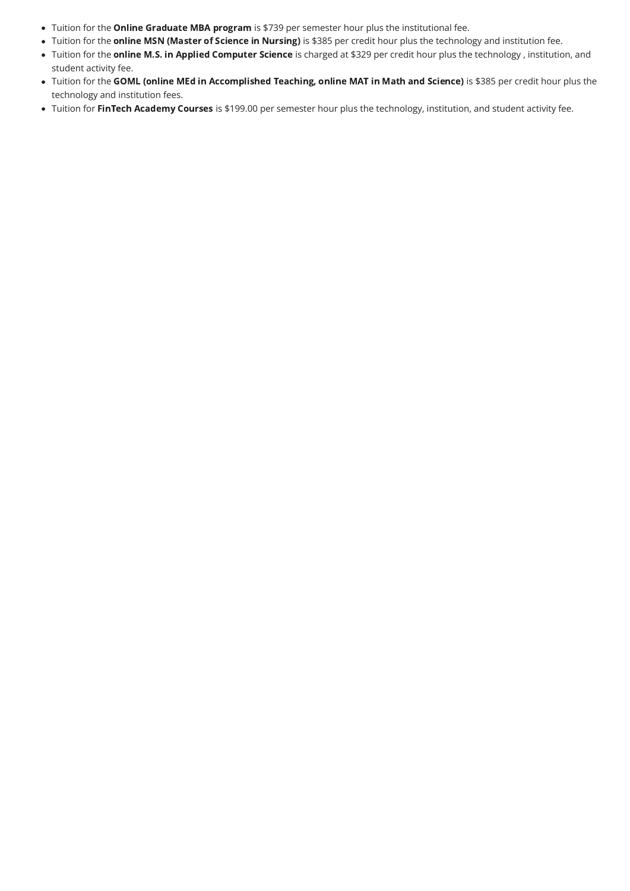- Tuition for the **Online Graduate MBA program** is $739 per semester hour plus the institutional fee.
- Tuition for the **online MSN (Master of Science in Nursing)** is $385 per credit hour plus the technology and institution fee.
- Tuition for the **online M.S. in Applied Computer Science** is charged at $329 per credit hour plus the technology , institution, and student activity fee.
- Tuition for the **GOML (online MEd in Accomplished Teaching, online MAT in Math and Science)** is $385 per credit hour plus the technology and institution fees.
- Tuition for **FinTech Academy Courses** is $199.00 per semester hour plus the technology, institution, and student activity fee.